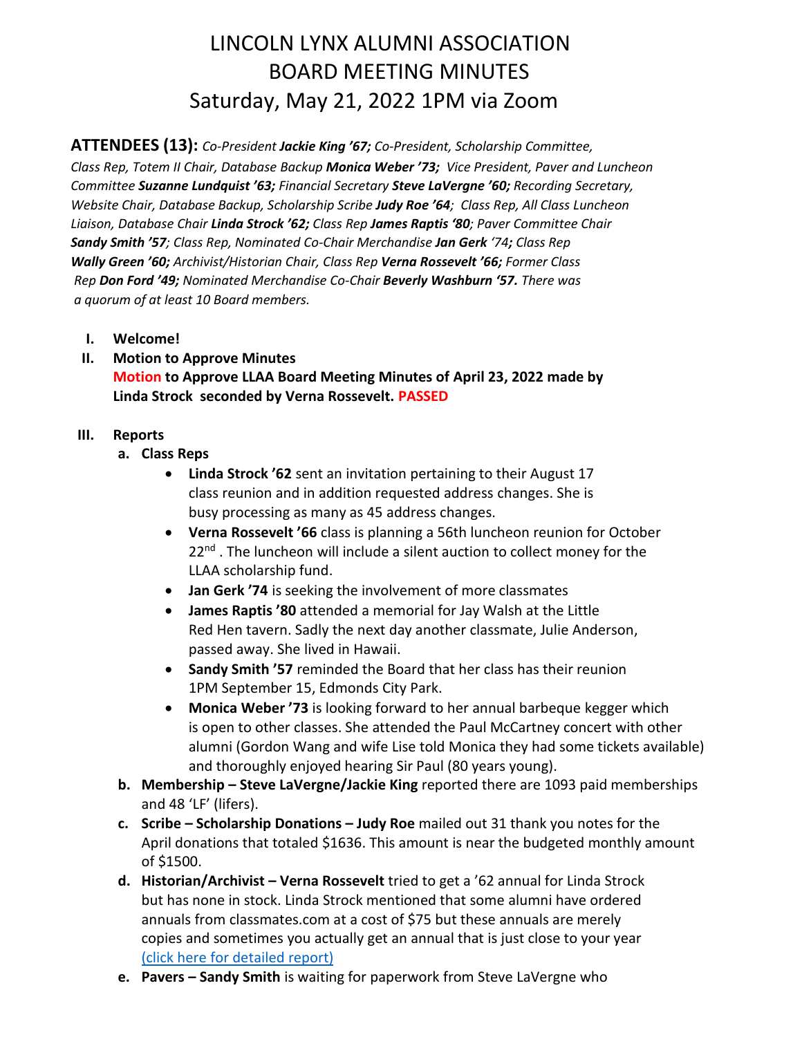# LINCOLN LYNX ALUMNI ASSOCIATION
# BOARD MEETING MINUTES
# Saturday, May 21, 2022 1PM via Zoom

**ATTENDEES (13):** *Co-President **Jackie King '67;** Co-President, Scholarship Committee, Class Rep, Totem II Chair, Database Backup **Monica Weber '73;** Vice President, Paver and Luncheon Committee **Suzanne Lundquist '63;** Financial Secretary **Steve LaVergne '60;** Recording Secretary, Website Chair, Database Backup, Scholarship Scribe **Judy Roe '64**; Class Rep, All Class Luncheon Liaison, Database Chair **Linda Strock '62;** Class Rep **James Raptis '80**; Paver Committee Chair **Sandy Smith '57**; Class Rep, Nominated Co-Chair Merchandise **Jan Gerk** '74**;** Class Rep **Wally Green '60;** Archivist/Historian Chair, Class Rep **Verna Rossevelt '66;** Former Class Rep **Don Ford '49;** Nominated Merchandise Co-Chair **Beverly Washburn '57.** There was a quorum of at least 10 Board members.*

I. **Welcome!**

II. **Motion to Approve Minutes**

   **Motion to Approve LLAA Board Meeting Minutes of April 23, 2022 made by Linda Strock seconded by Verna Rossevelt. PASSED**

III. **Reports**

   a. **Class Reps**
      - **Linda Strock '62** sent an invitation pertaining to their August 17 class reunion and in addition requested address changes. She is busy processing as many as 45 address changes.
      - **Verna Rossevelt '66** class is planning a 56th luncheon reunion for October 22nd. The luncheon will include a silent auction to collect money for the LLAA scholarship fund.
      - **Jan Gerk '74** is seeking the involvement of more classmates
      - **James Raptis '80** attended a memorial for Jay Walsh at the Little Red Hen tavern. Sadly the next day another classmate, Julie Anderson, passed away. She lived in Hawaii.
      - **Sandy Smith '57** reminded the Board that her class has their reunion 1PM September 15, Edmonds City Park.
      - **Monica Weber '73** is looking forward to her annual barbeque kegger which is open to other classes. She attended the Paul McCartney concert with other alumni (Gordon Wang and wife Lise told Monica they had some tickets available) and thoroughly enjoyed hearing Sir Paul (80 years young).

   b. **Membership – Steve LaVergne/Jackie King** reported there are 1093 paid memberships and 48 'LF' (lifers).

   c. **Scribe – Scholarship Donations – Judy Roe** mailed out 31 thank you notes for the April donations that totaled $1636. This amount is near the budgeted monthly amount of $1500.

   d. **Historian/Archivist – Verna Rossevelt** tried to get a '62 annual for Linda Strock but has none in stock. Linda Strock mentioned that some alumni have ordered annuals from classmates.com at a cost of $75 but these annuals are merely copies and sometimes you actually get an annual that is just close to your year (click here for detailed report)

   e. **Pavers – Sandy Smith** is waiting for paperwork from Steve LaVergne who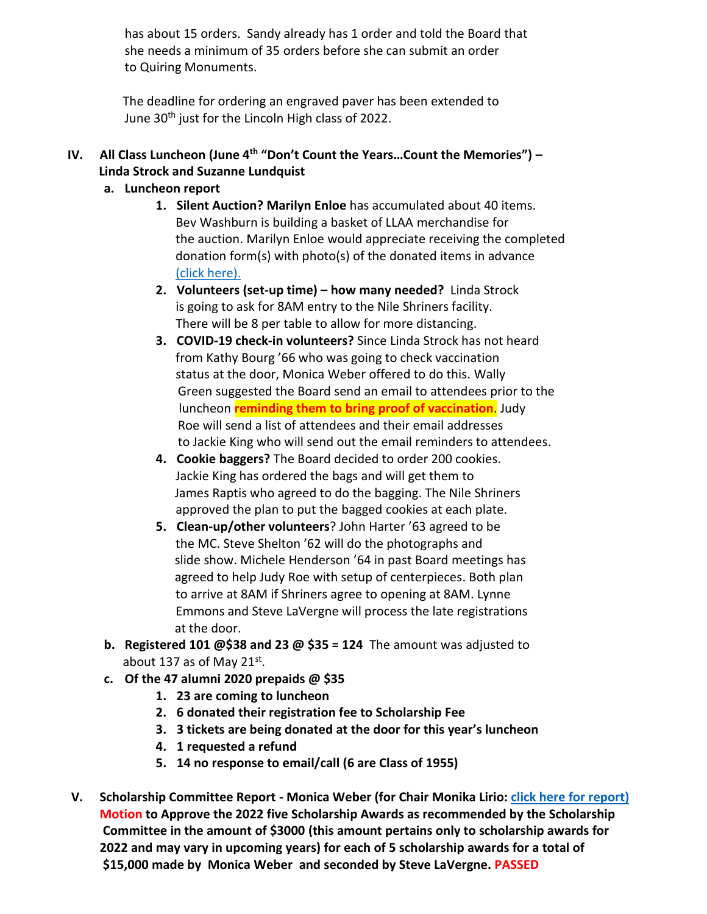has about 15 orders. Sandy already has 1 order and told the Board that she needs a minimum of 35 orders before she can submit an order to Quiring Monuments.

The deadline for ordering an engraved paver has been extended to June 30th just for the Lincoln High class of 2022.

**IV. All Class Luncheon (June 4th "Don't Count the Years…Count the Memories") – Linda Strock and Suzanne Lundquist**

**a. Luncheon report**

1. **Silent Auction? Marilyn Enloe** has accumulated about 40 items. Bev Washburn is building a basket of LLAA merchandise for the auction. Marilyn Enloe would appreciate receiving the completed donation form(s) with photo(s) of the donated items in advance (click here).
2. **Volunteers (set-up time) – how many needed?** Linda Strock is going to ask for 8AM entry to the Nile Shriners facility. There will be 8 per table to allow for more distancing.
3. **COVID-19 check-in volunteers?** Since Linda Strock has not heard from Kathy Bourg '66 who was going to check vaccination status at the door, Monica Weber offered to do this. Wally Green suggested the Board send an email to attendees prior to the luncheon **reminding them to bring proof of vaccination.** Judy Roe will send a list of attendees and their email addresses to Jackie King who will send out the email reminders to attendees.
4. **Cookie baggers?** The Board decided to order 200 cookies. Jackie King has ordered the bags and will get them to James Raptis who agreed to do the bagging. The Nile Shriners approved the plan to put the bagged cookies at each plate.
5. **Clean-up/other volunteers**? John Harter '63 agreed to be the MC. Steve Shelton '62 will do the photographs and slide show. Michele Henderson '64 in past Board meetings has agreed to help Judy Roe with setup of centerpieces. Both plan to arrive at 8AM if Shriners agree to opening at 8AM. Lynne Emmons and Steve LaVergne will process the late registrations at the door.

**b. Registered 101 @$38 and 23 @ $35 = 124** The amount was adjusted to about 137 as of May 21st.

**c. Of the 47 alumni 2020 prepaids @ $35**

1. **23 are coming to luncheon**
2. **6 donated their registration fee to Scholarship Fee**
3. **3 tickets are being donated at the door for this year's luncheon**
4. **1 requested a refund**
5. **14 no response to email/call (6 are Class of 1955)**

**V. Scholarship Committee Report - Monica Weber (for Chair Monika Lirio: click here for report)**
**Motion to Approve the 2022 five Scholarship Awards as recommended by the Scholarship Committee in the amount of $3000 (this amount pertains only to scholarship awards for 2022 and may vary in upcoming years) for each of 5 scholarship awards for a total of $15,000 made by Monica Weber and seconded by Steve LaVergne. PASSED**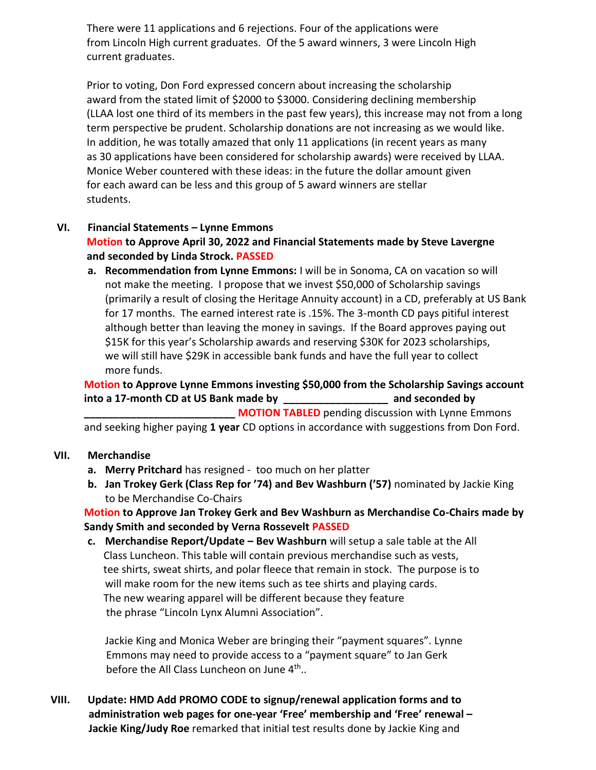There were 11 applications and 6 rejections. Four of the applications were from Lincoln High current graduates. Of the 5 award winners, 3 were Lincoln High current graduates.

Prior to voting, Don Ford expressed concern about increasing the scholarship award from the stated limit of $2000 to $3000. Considering declining membership (LLAA lost one third of its members in the past few years), this increase may not from a long term perspective be prudent. Scholarship donations are not increasing as we would like. In addition, he was totally amazed that only 11 applications (in recent years as many as 30 applications have been considered for scholarship awards) were received by LLAA. Monice Weber countered with these ideas: in the future the dollar amount given for each award can be less and this group of 5 award winners are stellar students.

**VI. Financial Statements – Lynne Emmons**

**Motion to Approve April 30, 2022 and Financial Statements made by Steve Lavergne and seconded by Linda Strock. PASSED**

a. **Recommendation from Lynne Emmons:** I will be in Sonoma, CA on vacation so will not make the meeting. I propose that we invest $50,000 of Scholarship savings (primarily a result of closing the Heritage Annuity account) in a CD, preferably at US Bank for 17 months. The earned interest rate is .15%. The 3-month CD pays pitiful interest although better than leaving the money in savings. If the Board approves paying out $15K for this year's Scholarship awards and reserving $30K for 2023 scholarships, we will still have $29K in accessible bank funds and have the full year to collect more funds.

**Motion to Approve Lynne Emmons investing $50,000 from the Scholarship Savings account into a 17-month CD at US Bank made by __________________ and seconded by __________________________ MOTION TABLED** pending discussion with Lynne Emmons and seeking higher paying **1 year** CD options in accordance with suggestions from Don Ford.

**VII. Merchandise**

a. **Merry Pritchard** has resigned - too much on her platter
b. **Jan Trokey Gerk (Class Rep for '74) and Bev Washburn ('57)** nominated by Jackie King to be Merchandise Co-Chairs

**Motion to Approve Jan Trokey Gerk and Bev Washburn as Merchandise Co-Chairs made by Sandy Smith and seconded by Verna Rossevelt PASSED**

c. **Merchandise Report/Update – Bev Washburn** will setup a sale table at the All Class Luncheon. This table will contain previous merchandise such as vests, tee shirts, sweat shirts, and polar fleece that remain in stock. The purpose is to will make room for the new items such as tee shirts and playing cards. The new wearing apparel will be different because they feature the phrase "Lincoln Lynx Alumni Association".

Jackie King and Monica Weber are bringing their "payment squares". Lynne Emmons may need to provide access to a "payment square" to Jan Gerk before the All Class Luncheon on June 4th..

**VIII. Update: HMD Add PROMO CODE to signup/renewal application forms and to administration web pages for one-year 'Free' membership and 'Free' renewal – Jackie King/Judy Roe** remarked that initial test results done by Jackie King and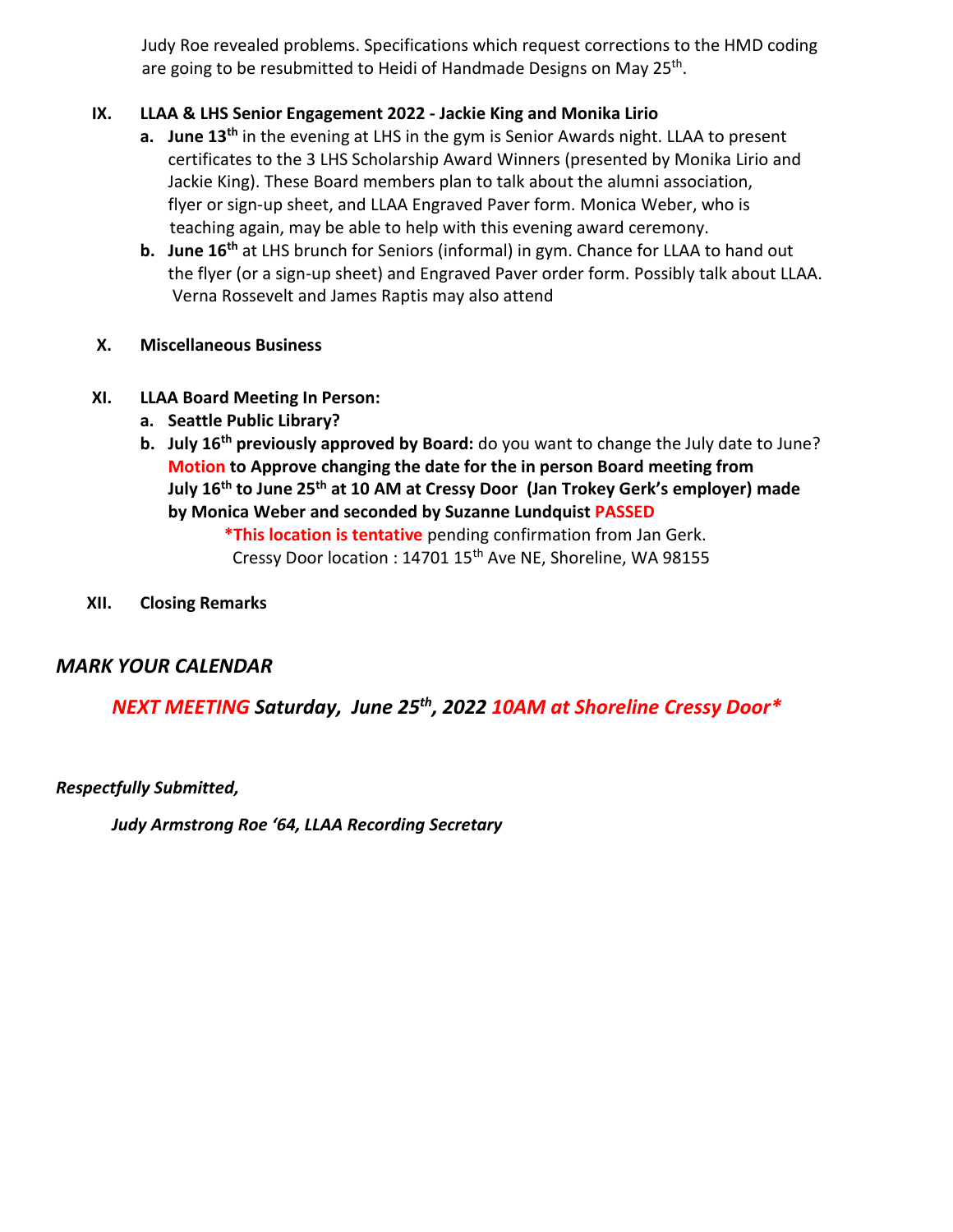Judy Roe revealed problems. Specifications which request corrections to the HMD coding are going to be resubmitted to Heidi of Handmade Designs on May 25th.

**IX. LLAA & LHS Senior Engagement 2022 - Jackie King and Monika Lirio**

a. **June 13th** in the evening at LHS in the gym is Senior Awards night. LLAA to present certificates to the 3 LHS Scholarship Award Winners (presented by Monika Lirio and Jackie King). These Board members plan to talk about the alumni association, flyer or sign-up sheet, and LLAA Engraved Paver form. Monica Weber, who is teaching again, may be able to help with this evening award ceremony.

b. **June 16th** at LHS brunch for Seniors (informal) in gym. Chance for LLAA to hand out the flyer (or a sign-up sheet) and Engraved Paver order form. Possibly talk about LLAA. Verna Rossevelt and James Raptis may also attend

**X. Miscellaneous Business**

**XI. LLAA Board Meeting In Person:**

a. **Seattle Public Library?**

b. **July 16th previously approved by Board:** do you want to change the July date to June? **Motion to Approve changing the date for the in person Board meeting from July 16th to June 25th at 10 AM at Cressy Door (Jan Trokey Gerk's employer) made by Monica Weber and seconded by Suzanne Lundquist PASSED**

**\*This location is tentative** pending confirmation from Jan Gerk.
Cressy Door location : 14701 15th Ave NE, Shoreline, WA 98155

**XII. Closing Remarks**

***MARK YOUR CALENDAR***

***NEXT MEETING Saturday, June 25th, 2022 10AM at Shoreline Cressy Door\****

***Respectfully Submitted,***

***Judy Armstrong Roe '64, LLAA Recording Secretary***